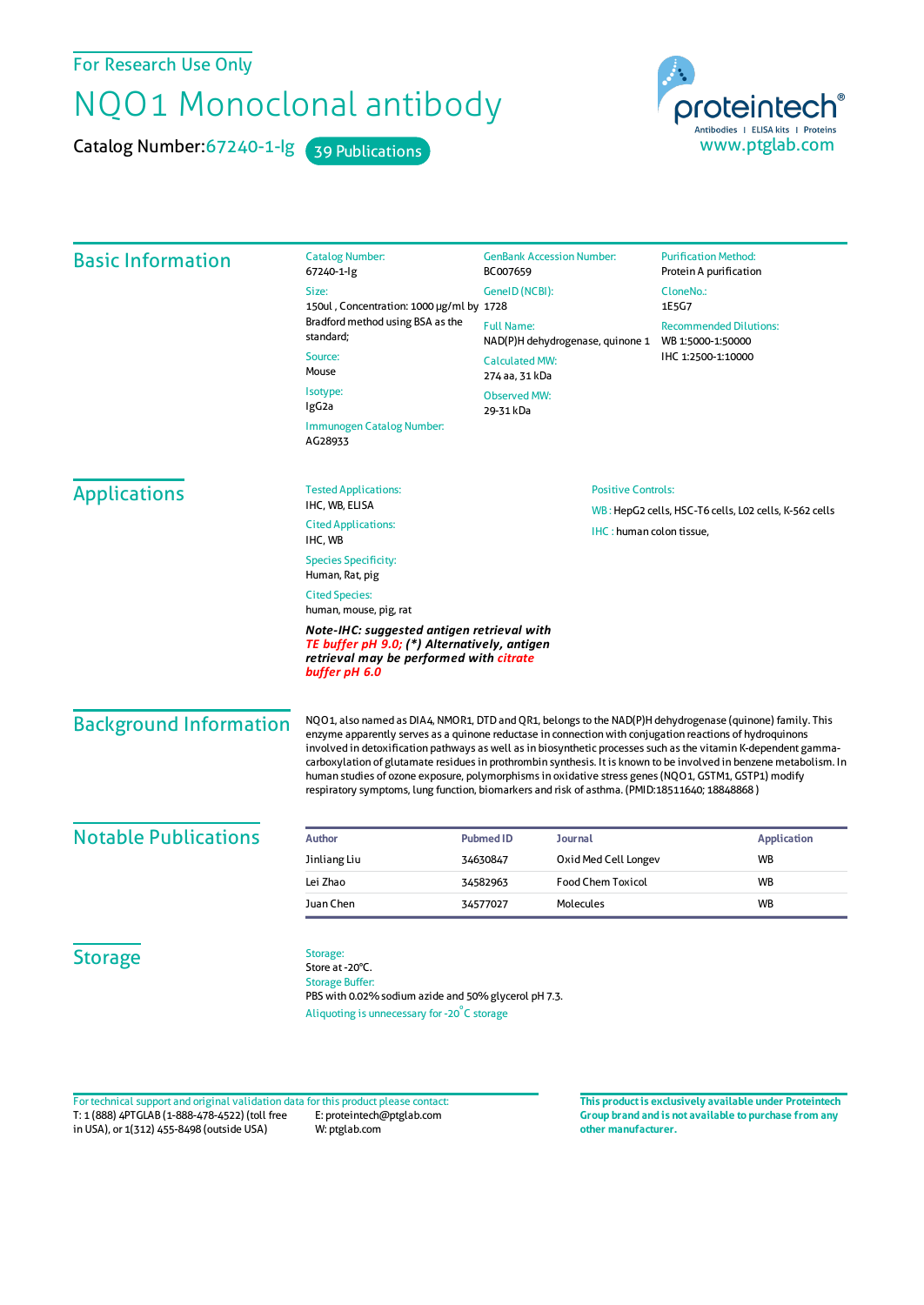For Research Use Only

# NQO1 Monoclonal antibody

Catalog Number: 67240-1-Ig    39 Publications

proteintech® Antibodies | ELISA kits | Proteins
www.ptglab.com

## Basic Information

Catalog Number:
67240-1-Ig

Size:
150ul , Concentration: 1000 μg/ml by Bradford method using BSA as the standard;

Source:
Mouse

Isotype:
IgG2a

Immunogen Catalog Number:
AG28933

GenBank Accession Number:
BC007659

GeneID (NCBI):
1728

Full Name:
NAD(P)H dehydrogenase, quinone 1

Calculated MW:
274 aa, 31 kDa

Observed MW:
29-31 kDa

Purification Method:
Protein A purification

CloneNo.:
1E5G7

Recommended Dilutions:
WB 1:5000-1:50000
IHC 1:2500-1:10000

## Applications

Tested Applications:
IHC, WB, ELISA

Cited Applications:
IHC, WB

Species Specificity:
Human, Rat, pig

Cited Species:
human, mouse, pig, rat

***Note-IHC: suggested antigen retrieval with TE buffer pH 9.0; (*) Alternatively, antigen retrieval may be performed with citrate buffer pH 6.0***

Positive Controls:

WB : HepG2 cells, HSC-T6 cells, L02 cells, K-562 cells

IHC : human colon tissue,

## Background Information

NQO1, also named as DIA4, NMOR1, DTD and QR1, belongs to the NAD(P)H dehydrogenase (quinone) family. This enzyme apparently serves as a quinone reductase in connection with conjugation reactions of hydroquinons involved in detoxification pathways as well as in biosynthetic processes such as the vitamin K-dependent gamma-carboxylation of glutamate residues in prothrombin synthesis. It is known to be involved in benzene metabolism. In human studies of ozone exposure, polymorphisms in oxidative stress genes (NQO1, GSTM1, GSTP1) modify respiratory symptoms, lung function, biomarkers and risk of asthma. (PMID:18511640; 18848868 )

## Notable Publications

| Author | Pubmed ID | Journal | Application |
|---|---|---|---|
| Jinliang Liu | 34630847 | Oxid Med Cell Longev | WB |
| Lei Zhao | 34582963 | Food Chem Toxicol | WB |
| Juan Chen | 34577027 | Molecules | WB |

## Storage

Storage:
Store at -20°C.
Storage Buffer:
PBS with 0.02% sodium azide and 50% glycerol pH 7.3.
Aliquoting is unnecessary for -20°C storage

For technical support and original validation data for this product please contact:
T: 1 (888) 4PTGLAB (1-888-478-4522) (toll free in USA), or 1(312) 455-8498 (outside USA)
E: proteintech@ptglab.com
W: ptglab.com

**This product is exclusively available under Proteintech Group brand and is not available to purchase from any other manufacturer.**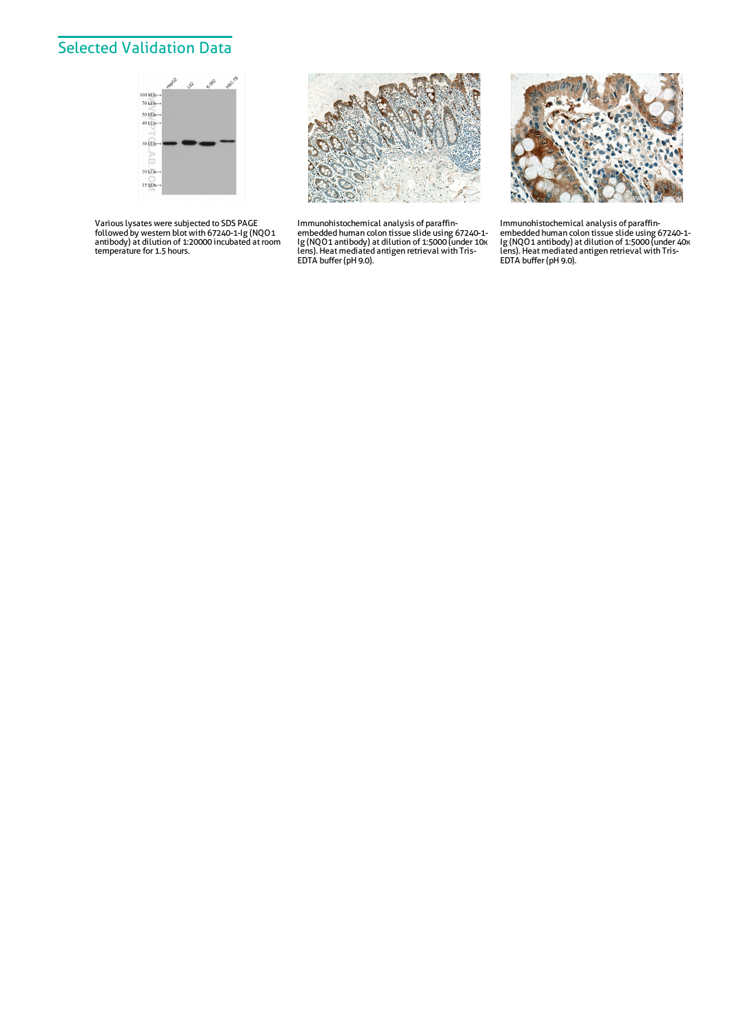## Selected Validation Data

HepG2
L02
K-562
HSC-T6
100 kDa→
70 kDa→
50 kDa→
40 kDa→
30 kDa→
20 kDa→
15 kDa→

Various lysates were subjected to SDS PAGE followed by western blot with 67240-1-Ig (NQO1 antibody) at dilution of 1:20000 incubated at room temperature for 1.5 hours.

Immunohistochemical analysis of paraffin-embedded human colon tissue slide using 67240-1-Ig (NQO1 antibody) at dilution of 1:5000 (under 10x lens). Heat mediated antigen retrieval with Tris-EDTA buffer (pH 9.0).

Immunohistochemical analysis of paraffin-embedded human colon tissue slide using 67240-1-Ig (NQO1 antibody) at dilution of 1:5000 (under 40x lens). Heat mediated antigen retrieval with Tris-EDTA buffer (pH 9.0).